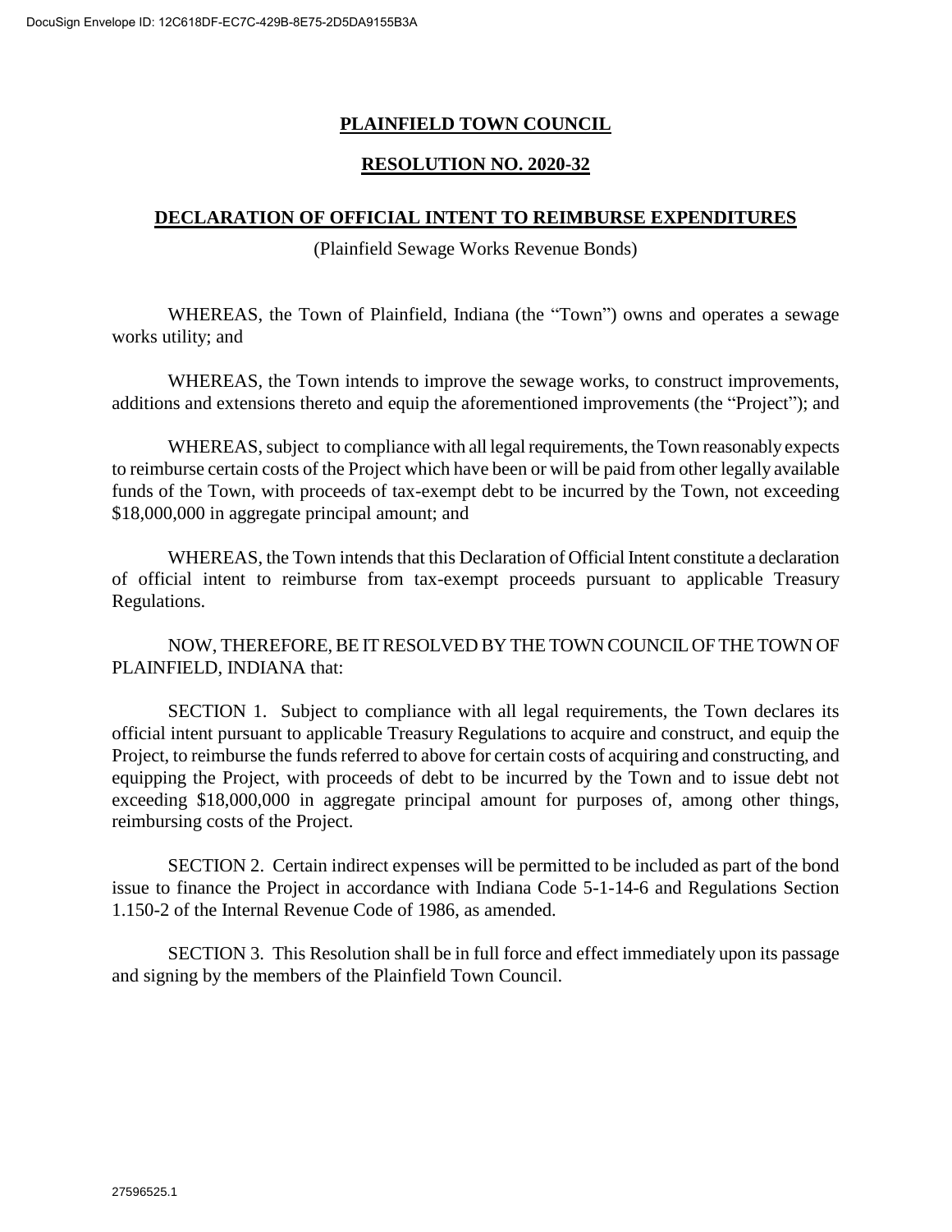## PLAINFIELD TOWN COUNCIL

## RESOLUTION NO. 2020-32

## DECLARATION OF OFFICIAL INTENT TO REIMBURSE EXPENDITURES

(Plainfield Sewage Works Revenue Bonds)

WHEREAS, the Town of Plainfield, Indiana (the "Town") owns and operates a sewage works utility; and

WHEREAS, the Town intends to improve the sewage works, to construct improvements, additions and extensions thereto and equip the aforementioned improvements (the "Project"); and

WHEREAS, subject to compliance with all legal requirements, the Town reasonably expects to reimburse certain costs of the Project which have been or will be paid from other legally available funds of the Town, with proceeds of tax-exempt debt to be incurred by the Town, not exceeding $18,000,000 in aggregate principal amount; and

WHEREAS, the Town intends that this Declaration of Official Intent constitute a declaration of official intent to reimburse from tax-exempt proceeds pursuant to applicable Treasury Regulations.

NOW, THEREFORE, BE IT RESOLVED BY THE TOWN COUNCIL OF THE TOWN OF PLAINFIELD, INDIANA that:

SECTION 1. Subject to compliance with all legal requirements, the Town declares its official intent pursuant to applicable Treasury Regulations to acquire and construct, and equip the Project, to reimburse the funds referred to above for certain costs of acquiring and constructing, and equipping the Project, with proceeds of debt to be incurred by the Town and to issue debt not exceeding $18,000,000 in aggregate principal amount for purposes of, among other things, reimbursing costs of the Project.

SECTION 2. Certain indirect expenses will be permitted to be included as part of the bond issue to finance the Project in accordance with Indiana Code 5-1-14-6 and Regulations Section 1.150-2 of the Internal Revenue Code of 1986, as amended.

SECTION 3. This Resolution shall be in full force and effect immediately upon its passage and signing by the members of the Plainfield Town Council.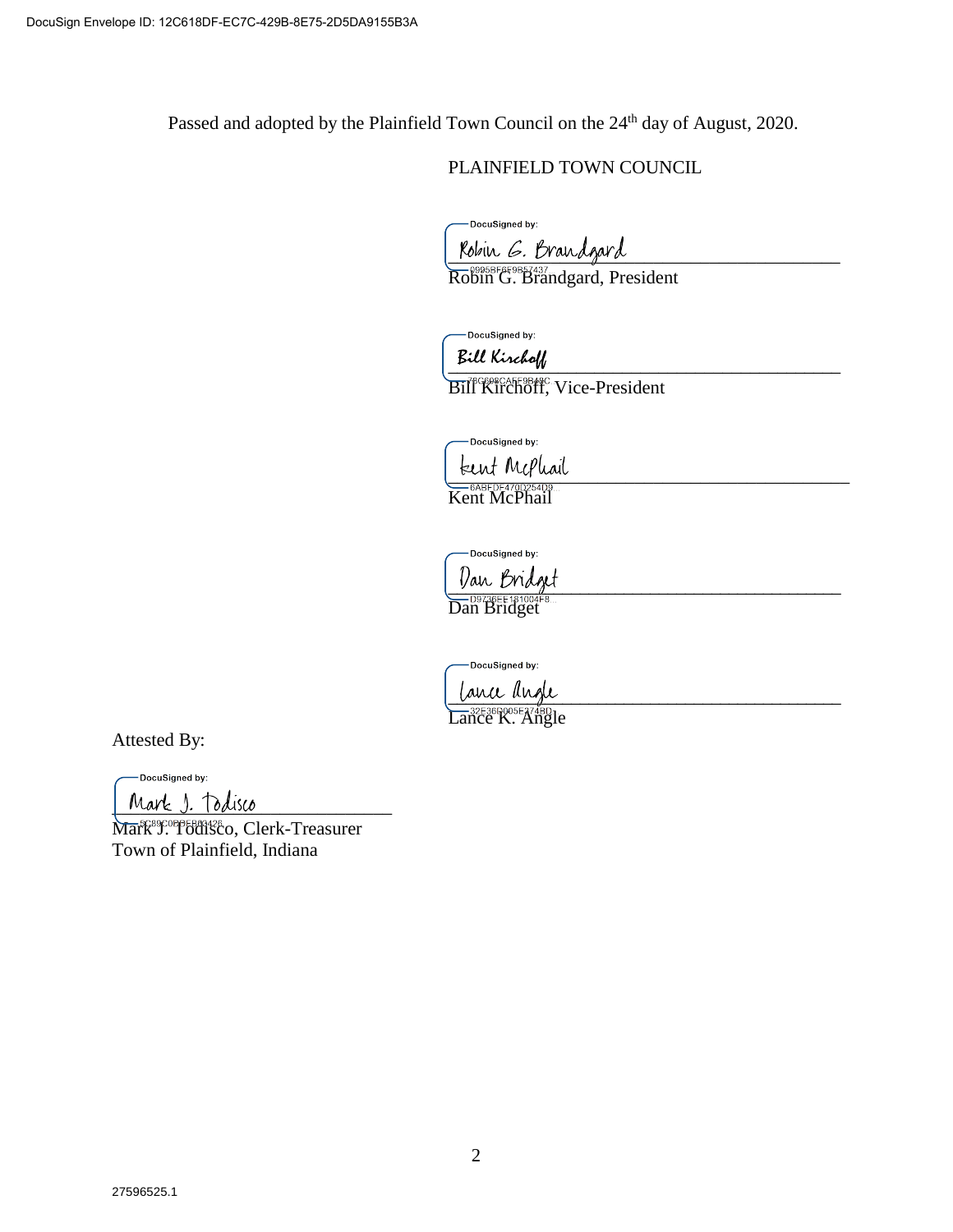Passed and adopted by the Plainfield Town Council on the 24th day of August, 2020.

PLAINFIELD TOWN COUNCIL

DocuSigned by:

Robin G. Brandgard

Robin G. Brandgard, President

DocuSigned by:

Bill Kirchoff

Bill Kirchoff, Vice-President

DocuSigned by:

Kent McPhail

Kent McPhail

DocuSigned by:

Dan Bridget

Dan Bridget

DocuSigned by:

Lance Angle

Lance K. Angle

Attested By:

DocuSigned by:

Mark J. Todisco

Mark J. Todisco, Clerk-Treasurer
Town of Plainfield, Indiana

27596525.1